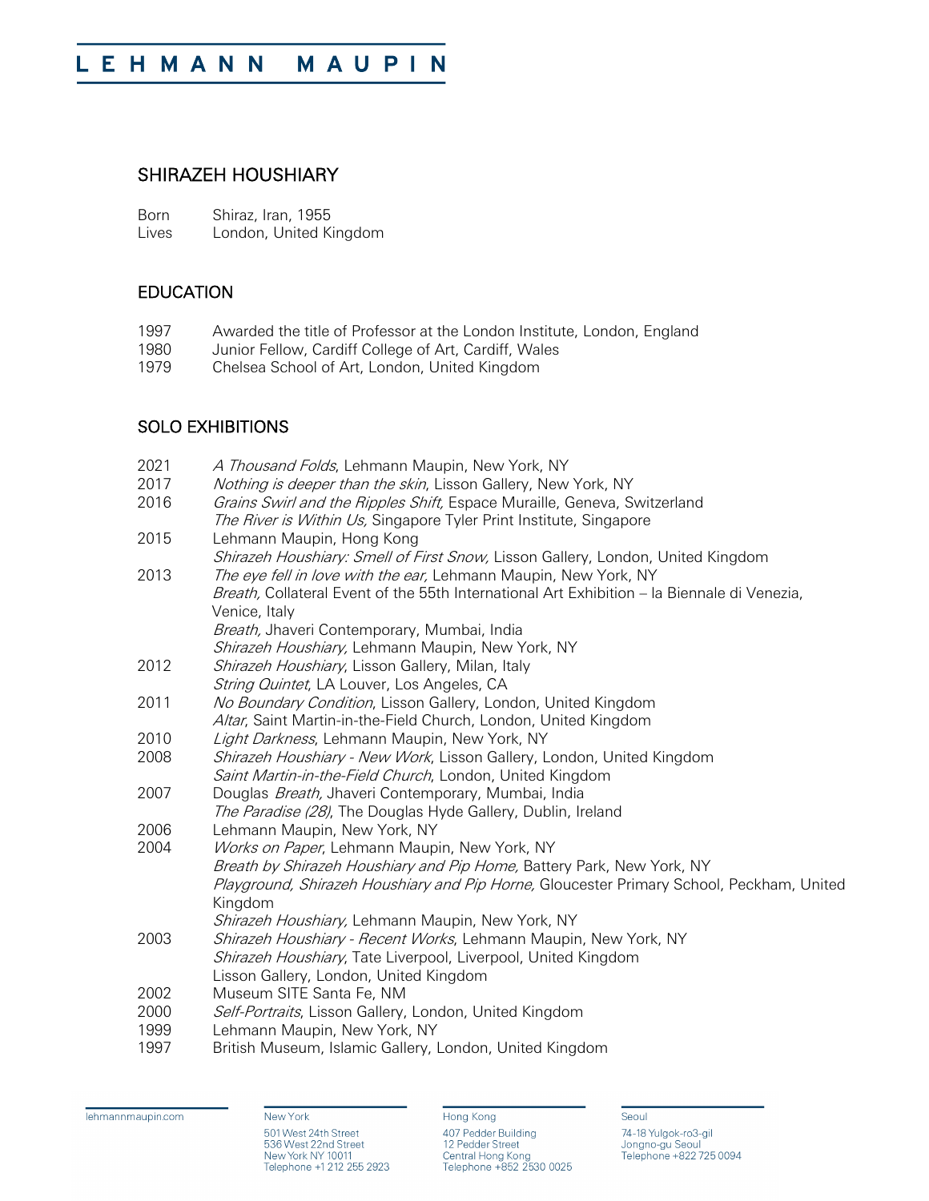# LEHMANN MAUPIN

## SHIRAZEH HOUSHIARY

Born Shiraz, Iran, 1955
Lives London, United Kingdom

## EDUCATION

1997 Awarded the title of Professor at the London Institute, London, England
1980 Junior Fellow, Cardiff College of Art, Cardiff, Wales
1979 Chelsea School of Art, London, United Kingdom

## SOLO EXHIBITIONS

2021 *A Thousand Folds*, Lehmann Maupin, New York, NY
2017 *Nothing is deeper than the skin*, Lisson Gallery, New York, NY
2016 *Grains Swirl and the Ripples Shift,* Espace Muraille, Geneva, Switzerland
*The River is Within Us,* Singapore Tyler Print Institute, Singapore
2015 Lehmann Maupin, Hong Kong
*Shirazeh Houshiary: Smell of First Snow,* Lisson Gallery, London, United Kingdom
2013 *The eye fell in love with the ear,* Lehmann Maupin, New York, NY
*Breath,* Collateral Event of the 55th International Art Exhibition – la Biennale di Venezia, Venice, Italy
*Breath,* Jhaveri Contemporary, Mumbai, India
*Shirazeh Houshiary,* Lehmann Maupin, New York, NY
2012 *Shirazeh Houshiary*, Lisson Gallery, Milan, Italy
*String Quintet*, LA Louver, Los Angeles, CA
2011 *No Boundary Condition*, Lisson Gallery, London, United Kingdom
*Altar*, Saint Martin-in-the-Field Church, London, United Kingdom
2010 *Light Darkness*, Lehmann Maupin, New York, NY
2008 *Shirazeh Houshiary - New Work*, Lisson Gallery, London, United Kingdom
*Saint Martin-in-the-Field Church*, London, United Kingdom
2007 Douglas *Breath,* Jhaveri Contemporary, Mumbai, India
*The Paradise (28)*, The Douglas Hyde Gallery, Dublin, Ireland
2006 Lehmann Maupin, New York, NY
2004 *Works on Paper*, Lehmann Maupin, New York, NY
*Breath by Shirazeh Houshiary and Pip Home,* Battery Park, New York, NY
*Playground, Shirazeh Houshiary and Pip Horne,* Gloucester Primary School, Peckham, United Kingdom
*Shirazeh Houshiary,* Lehmann Maupin, New York, NY
2003 *Shirazeh Houshiary - Recent Works*, Lehmann Maupin, New York, NY
*Shirazeh Houshiary*, Tate Liverpool, Liverpool, United Kingdom
Lisson Gallery, London, United Kingdom
2002 Museum SITE Santa Fe, NM
2000 *Self-Portraits*, Lisson Gallery, London, United Kingdom
1999 Lehmann Maupin, New York, NY
1997 British Museum, Islamic Gallery, London, United Kingdom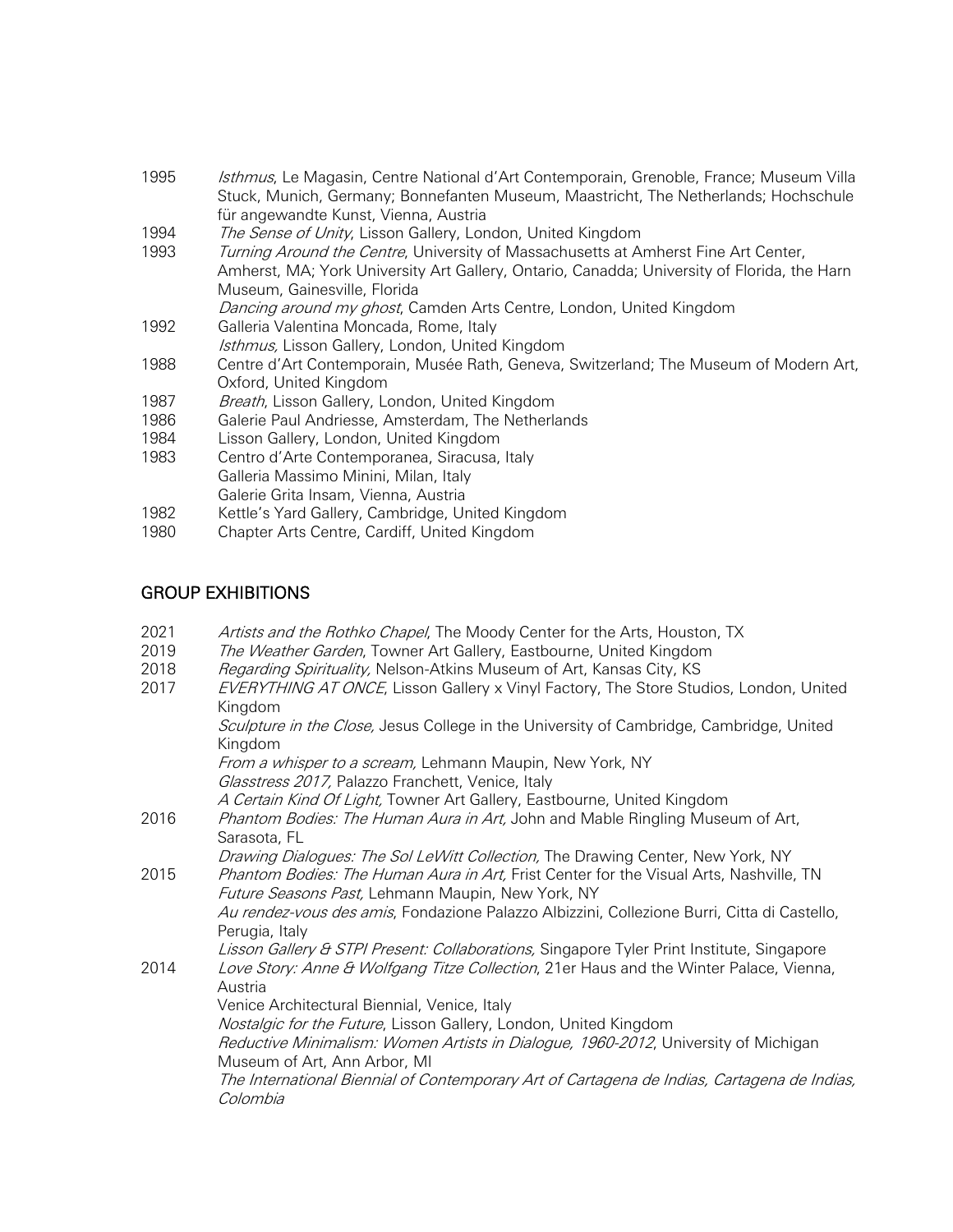1995 *Isthmus*, Le Magasin, Centre National d'Art Contemporain, Grenoble, France; Museum Villa Stuck, Munich, Germany; Bonnefanten Museum, Maastricht, The Netherlands; Hochschule für angewandte Kunst, Vienna, Austria

1994 *The Sense of Unity*, Lisson Gallery, London, United Kingdom

1993 *Turning Around the Centre*, University of Massachusetts at Amherst Fine Art Center, Amherst, MA; York University Art Gallery, Ontario, Canadda; University of Florida, the Harn Museum, Gainesville, Florida
*Dancing around my ghost*, Camden Arts Centre, London, United Kingdom

1992 Galleria Valentina Moncada, Rome, Italy
*Isthmus,* Lisson Gallery, London, United Kingdom

1988 Centre d'Art Contemporain, Musée Rath, Geneva, Switzerland; The Museum of Modern Art, Oxford, United Kingdom

1987 *Breath*, Lisson Gallery, London, United Kingdom

1986 Galerie Paul Andriesse, Amsterdam, The Netherlands

1984 Lisson Gallery, London, United Kingdom

1983 Centro d'Arte Contemporanea, Siracusa, Italy
Galleria Massimo Minini, Milan, Italy
Galerie Grita Insam, Vienna, Austria

1982 Kettle's Yard Gallery, Cambridge, United Kingdom

1980 Chapter Arts Centre, Cardiff, United Kingdom

## GROUP EXHIBITIONS

2021 *Artists and the Rothko Chapel*, The Moody Center for the Arts, Houston, TX

2019 *The Weather Garden*, Towner Art Gallery, Eastbourne, United Kingdom

2018 *Regarding Spirituality,* Nelson-Atkins Museum of Art, Kansas City, KS

2017 *EVERYTHING AT ONCE*, Lisson Gallery x Vinyl Factory, The Store Studios, London, United Kingdom
*Sculpture in the Close,* Jesus College in the University of Cambridge, Cambridge, United Kingdom
*From a whisper to a scream,* Lehmann Maupin, New York, NY
*Glasstress 2017,* Palazzo Franchett, Venice, Italy
*A Certain Kind Of Light,* Towner Art Gallery, Eastbourne, United Kingdom

2016 *Phantom Bodies: The Human Aura in Art,* John and Mable Ringling Museum of Art, Sarasota, FL
*Drawing Dialogues: The Sol LeWitt Collection,* The Drawing Center, New York, NY

2015 *Phantom Bodies: The Human Aura in Art,* Frist Center for the Visual Arts, Nashville, TN
*Future Seasons Past,* Lehmann Maupin, New York, NY
*Au rendez-vous des amis*, Fondazione Palazzo Albizzini, Collezione Burri, Citta di Castello, Perugia, Italy
*Lisson Gallery & STPI Present: Collaborations,* Singapore Tyler Print Institute, Singapore

2014 *Love Story: Anne & Wolfgang Titze Collection*, 21er Haus and the Winter Palace, Vienna, Austria
Venice Architectural Biennial, Venice, Italy
*Nostalgic for the Future*, Lisson Gallery, London, United Kingdom
*Reductive Minimalism: Women Artists in Dialogue, 1960-2012*, University of Michigan Museum of Art, Ann Arbor, MI
*The International Biennial of Contemporary Art of Cartagena de Indias, Cartagena de Indias, Colombia*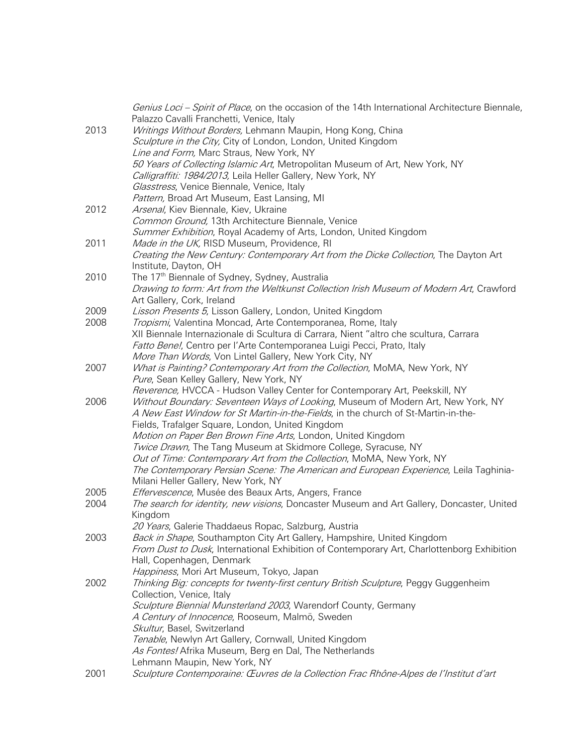*Genius Loci – Spirit of Place*, on the occasion of the 14th International Architecture Biennale, Palazzo Cavalli Franchetti, Venice, Italy

2013 *Writings Without Borders,* Lehmann Maupin, Hong Kong, China
*Sculpture in the City,* City of London, London, United Kingdom
*Line and Form,* Marc Straus, New York, NY
*50 Years of Collecting Islamic Art*, Metropolitan Museum of Art, New York, NY
*Calligraffiti: 1984/2013,* Leila Heller Gallery, New York, NY
*Glasstress*, Venice Biennale, Venice, Italy
*Pattern,* Broad Art Museum, East Lansing, MI

2012 *Arsenal*, Kiev Biennale, Kiev, Ukraine
*Common Ground,* 13th Architecture Biennale, Venice
*Summer Exhibition*, Royal Academy of Arts, London, United Kingdom

2011 *Made in the UK,* RISD Museum, Providence, RI
*Creating the New Century: Contemporary Art from the Dicke Collection*, The Dayton Art Institute, Dayton, OH

2010 The 17th Biennale of Sydney, Sydney, Australia
*Drawing to form: Art from the Weltkunst Collection Irish Museum of Modern Art*, Crawford Art Gallery, Cork, Ireland

2009 *Lisson Presents 5*, Lisson Gallery, London, United Kingdom

2008 *Tropismi*, Valentina Moncad, Arte Contemporanea, Rome, Italy
XII Biennale Internazionale di Scultura di Carrara, Nient "altro che scultura, Carrara
*Fatto Bene!*, Centro per l'Arte Contemporanea Luigi Pecci, Prato, Italy
*More Than Words*, Von Lintel Gallery, New York City, NY

2007 *What is Painting? Contemporary Art from the Collection*, MoMA, New York, NY
*Pure*, Sean Kelley Gallery, New York, NY
*Reverence,* HVCCA - Hudson Valley Center for Contemporary Art, Peekskill, NY

2006 *Without Boundary: Seventeen Ways of Looking*, Museum of Modern Art, New York, NY
*A New East Window for St Martin-in-the-Fields*, in the church of St-Martin-in-the-Fields, Trafalger Square, London, United Kingdom
*Motion on Paper Ben Brown Fine Arts*, London, United Kingdom
*Twice Drawn*, The Tang Museum at Skidmore College, Syracuse, NY
*Out of Time: Contemporary Art from the Collection*, MoMA, New York, NY
*The Contemporary Persian Scene: The American and European Experience*, Leila Taghinia-Milani Heller Gallery, New York, NY

2005 *Effervescence*, Musée des Beaux Arts, Angers, France

2004 *The search for identity, new visions*, Doncaster Museum and Art Gallery, Doncaster, United Kingdom
*20 Years*, Galerie Thaddaeus Ropac, Salzburg, Austria

2003 *Back in Shape*, Southampton City Art Gallery, Hampshire, United Kingdom
*From Dust to Dusk*, International Exhibition of Contemporary Art, Charlottenborg Exhibition Hall, Copenhagen, Denmark
*Happiness*, Mori Art Museum, Tokyo, Japan

2002 *Thinking Big: concepts for twenty-first century British Sculpture*, Peggy Guggenheim Collection, Venice, Italy
*Sculpture Biennial Munsterland 2003*, Warendorf County, Germany
*A Century of Innocence*, Rooseum, Malmö, Sweden
*Skultur*, Basel, Switzerland
*Tenable*, Newlyn Art Gallery, Cornwall, United Kingdom
*As Fontes!* Afrika Museum, Berg en Dal, The Netherlands
Lehmann Maupin, New York, NY

2001 *Sculpture Contemporaine: Œuvres de la Collection Frac Rhône-Alpes de l'Institut d'art*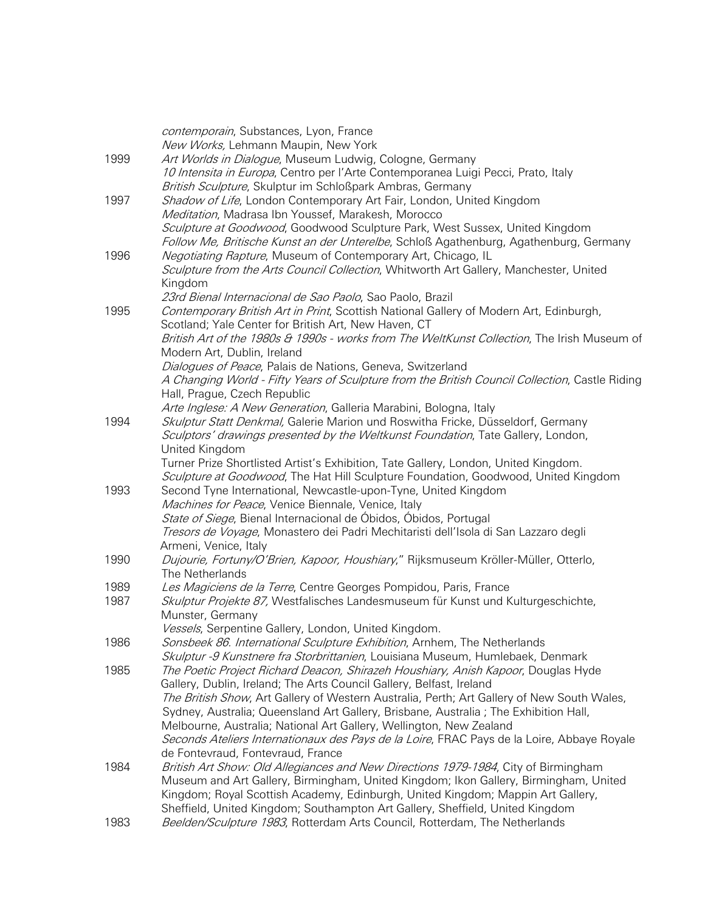*contemporain*, Substances, Lyon, France
*New Works,* Lehmann Maupin, New York

1999 *Art Worlds in Dialogue*, Museum Ludwig, Cologne, Germany
*10 Intensita in Europa*, Centro per l'Arte Contemporanea Luigi Pecci, Prato, Italy
*British Sculpture*, Skulptur im Schloßpark Ambras, Germany

1997 *Shadow of Life*, London Contemporary Art Fair, London, United Kingdom
*Meditation*, Madrasa Ibn Youssef, Marakesh, Morocco
*Sculpture at Goodwood*, Goodwood Sculpture Park, West Sussex, United Kingdom
*Follow Me, Britische Kunst an der Unterelbe*, Schloß Agathenburg, Agathenburg, Germany

1996 *Negotiating Rapture*, Museum of Contemporary Art, Chicago, IL
*Sculpture from the Arts Council Collection*, Whitworth Art Gallery, Manchester, United Kingdom
*23rd Bienal Internacional de Sao Paolo*, Sao Paolo, Brazil

1995 *Contemporary British Art in Print*, Scottish National Gallery of Modern Art, Edinburgh, Scotland; Yale Center for British Art, New Haven, CT
*British Art of the 1980s & 1990s - works from The WeltKunst Collection*, The Irish Museum of Modern Art, Dublin, Ireland
*Dialogues of Peace*, Palais de Nations, Geneva, Switzerland
*A Changing World - Fifty Years of Sculpture from the British Council Collection*, Castle Riding Hall, Prague, Czech Republic
*Arte Inglese: A New Generation*, Galleria Marabini, Bologna, Italy

1994 *Skulptur Statt Denkmal,* Galerie Marion und Roswitha Fricke, Düsseldorf, Germany
*Sculptors' drawings presented by the Weltkunst Foundation*, Tate Gallery, London, United Kingdom
Turner Prize Shortlisted Artist's Exhibition, Tate Gallery, London, United Kingdom.
*Sculpture at Goodwood*, The Hat Hill Sculpture Foundation, Goodwood, United Kingdom

1993 Second Tyne International, Newcastle-upon-Tyne, United Kingdom
*Machines for Peace*, Venice Biennale, Venice, Italy
*State of Siege*, Bienal Internacional de Óbidos, Óbidos, Portugal
*Tresors de Voyage*, Monastero dei Padri Mechitaristi dell'Isola di San Lazzaro degli Armeni, Venice, Italy

1990 *Dujourie, Fortuny/O'Brien, Kapoor, Houshiary*," Rijksmuseum Kröller-Müller, Otterlo, The Netherlands

1989 *Les Magiciens de la Terre*, Centre Georges Pompidou, Paris, France

1987 *Skulptur Projekte 87,* Westfalisches Landesmuseum für Kunst und Kulturgeschichte, Munster, Germany
*Vessels*, Serpentine Gallery, London, United Kingdom.

1986 *Sonsbeek 86. International Sculpture Exhibition*, Arnhem, The Netherlands
*Skulptur -9 Kunstnere fra Storbrittanien*, Louisiana Museum, Humlebaek, Denmark

1985 *The Poetic Project Richard Deacon, Shirazeh Houshiary, Anish Kapoor*, Douglas Hyde Gallery, Dublin, Ireland; The Arts Council Gallery, Belfast, Ireland
*The British Show*, Art Gallery of Western Australia, Perth; Art Gallery of New South Wales, Sydney, Australia; Queensland Art Gallery, Brisbane, Australia ; The Exhibition Hall, Melbourne, Australia; National Art Gallery, Wellington, New Zealand
*Seconds Ateliers Internationaux des Pays de la Loire*, FRAC Pays de la Loire, Abbaye Royale de Fontevraud, Fontevraud, France

1984 *British Art Show: Old Allegiances and New Directions 1979-1984*, City of Birmingham Museum and Art Gallery, Birmingham, United Kingdom; Ikon Gallery, Birmingham, United Kingdom; Royal Scottish Academy, Edinburgh, United Kingdom; Mappin Art Gallery, Sheffield, United Kingdom; Southampton Art Gallery, Sheffield, United Kingdom

1983 *Beelden/Sculpture 1983*, Rotterdam Arts Council, Rotterdam, The Netherlands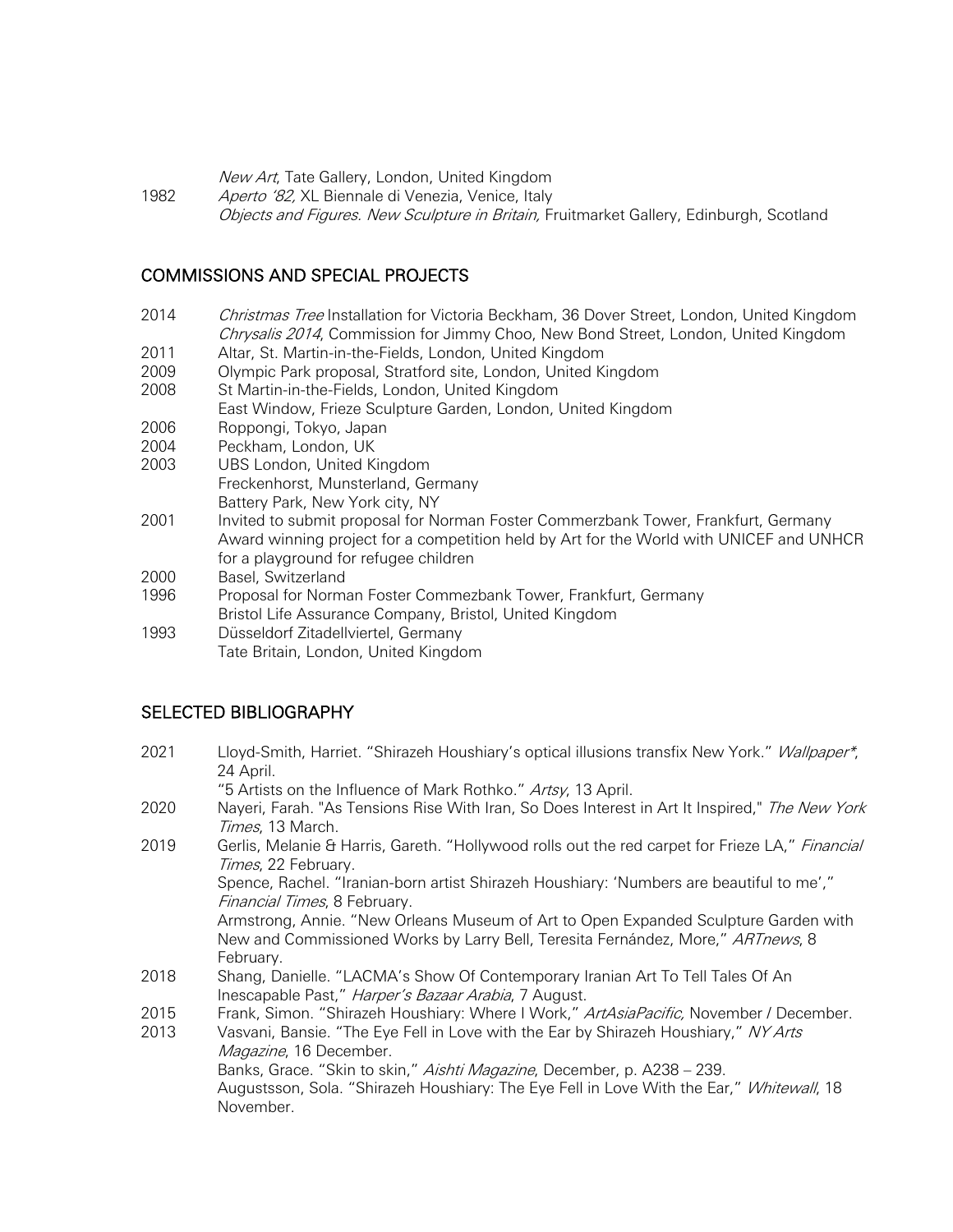*New Art*, Tate Gallery, London, United Kingdom

1982 *Aperto '82,* XL Biennale di Venezia, Venice, Italy
*Objects and Figures. New Sculpture in Britain,* Fruitmarket Gallery, Edinburgh, Scotland

## COMMISSIONS AND SPECIAL PROJECTS

2014 *Christmas Tree* Installation for Victoria Beckham, 36 Dover Street, London, United Kingdom
*Chrysalis 2014*, Commission for Jimmy Choo, New Bond Street, London, United Kingdom

2011 Altar, St. Martin-in-the-Fields, London, United Kingdom

2009 Olympic Park proposal, Stratford site, London, United Kingdom

2008 St Martin-in-the-Fields, London, United Kingdom
East Window, Frieze Sculpture Garden, London, United Kingdom

2006 Roppongi, Tokyo, Japan

2004 Peckham, London, UK

2003 UBS London, United Kingdom
Freckenhorst, Munsterland, Germany
Battery Park, New York city, NY

2001 Invited to submit proposal for Norman Foster Commerzbank Tower, Frankfurt, Germany
Award winning project for a competition held by Art for the World with UNICEF and UNHCR for a playground for refugee children

2000 Basel, Switzerland

1996 Proposal for Norman Foster Commezbank Tower, Frankfurt, Germany
Bristol Life Assurance Company, Bristol, United Kingdom

1993 Düsseldorf Zitadellviertel, Germany
Tate Britain, London, United Kingdom

## SELECTED BIBLIOGRAPHY

2021 Lloyd-Smith, Harriet. "Shirazeh Houshiary's optical illusions transfix New York." *Wallpaper**, 24 April.
"5 Artists on the Influence of Mark Rothko." *Artsy*, 13 April.

2020 Nayeri, Farah. "As Tensions Rise With Iran, So Does Interest in Art It Inspired," *The New York Times*, 13 March.

2019 Gerlis, Melanie & Harris, Gareth. "Hollywood rolls out the red carpet for Frieze LA," *Financial Times*, 22 February.
Spence, Rachel. "Iranian-born artist Shirazeh Houshiary: 'Numbers are beautiful to me'," *Financial Times*, 8 February.
Armstrong, Annie. "New Orleans Museum of Art to Open Expanded Sculpture Garden with New and Commissioned Works by Larry Bell, Teresita Fernández, More," *ARTnews*, 8 February.

2018 Shang, Danielle. "LACMA's Show Of Contemporary Iranian Art To Tell Tales Of An Inescapable Past," *Harper's Bazaar Arabia*, 7 August.

2015 Frank, Simon. "Shirazeh Houshiary: Where I Work," *ArtAsiaPacific,* November / December.

2013 Vasvani, Bansie. "The Eye Fell in Love with the Ear by Shirazeh Houshiary," *NY Arts Magazine*, 16 December.
Banks, Grace. "Skin to skin," *Aishti Magazine*, December, p. A238 – 239.
Augustsson, Sola. "Shirazeh Houshiary: The Eye Fell in Love With the Ear," *Whitewall*, 18 November.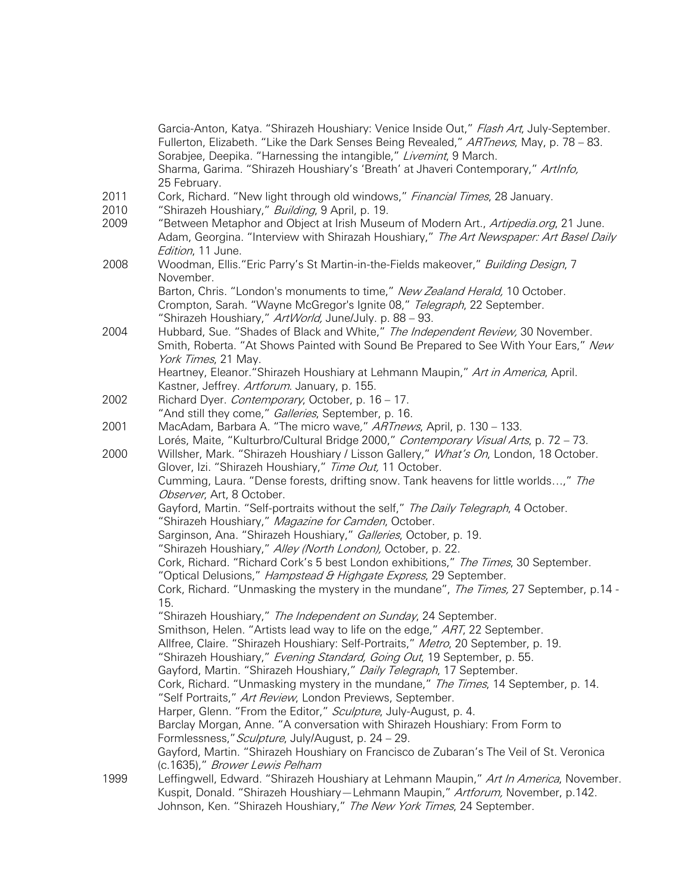Garcia-Anton, Katya. "Shirazeh Houshiary: Venice Inside Out," *Flash Art*, July-September.
Fullerton, Elizabeth. "Like the Dark Senses Being Revealed," *ARTnews*, May, p. 78 – 83.
Sorabjee, Deepika. "Harnessing the intangible," *Livemint*, 9 March.
Sharma, Garima. "Shirazeh Houshiary's 'Breath' at Jhaveri Contemporary," *ArtInfo,* 25 February.

2011 Cork, Richard. "New light through old windows," *Financial Times*, 28 January.

2010 "Shirazeh Houshiary," *Building*, 9 April, p. 19.

2009 "Between Metaphor and Object at Irish Museum of Modern Art., *Artipedia.org*, 21 June.
Adam, Georgina. "Interview with Shirazah Houshiary," *The Art Newspaper: Art Basel Daily Edition*, 11 June.

2008 Woodman, Ellis."Eric Parry's St Martin-in-the-Fields makeover," *Building Design*, 7 November.
Barton, Chris. "London's monuments to time," *New Zealand Herald,* 10 October.
Crompton, Sarah. "Wayne McGregor's Ignite 08," *Telegraph*, 22 September.
"Shirazeh Houshiary," *ArtWorld,* June/July. p. 88 – 93.

2004 Hubbard, Sue. "Shades of Black and White," *The Independent Review,* 30 November.
Smith, Roberta. "At Shows Painted with Sound Be Prepared to See With Your Ears," *New York Times*, 21 May.
Heartney, Eleanor."Shirazeh Houshiary at Lehmann Maupin," *Art in America*, April.
Kastner, Jeffrey. *Artforum*. January, p. 155.

2002 Richard Dyer. *Contemporary*, October, p. 16 – 17.
"And still they come," *Galleries*, September, p. 16.

2001 MacAdam, Barbara A. "The micro wave," *ARTnews*, April, p. 130 – 133.
Lorés, Maite, "Kulturbro/Cultural Bridge 2000," *Contemporary Visual Arts*, p. 72 – 73.

2000 Willsher, Mark. "Shirazeh Houshiary / Lisson Gallery," *What's On*, London, 18 October.
Glover, Izi. "Shirazeh Houshiary," *Time Out,* 11 October.
Cumming, Laura. "Dense forests, drifting snow. Tank heavens for little worlds…," *The Observer*, Art, 8 October.
Gayford, Martin. "Self-portraits without the self," *The Daily Telegraph*, 4 October.
"Shirazeh Houshiary," *Magazine for Camden*, October.
Sarginson, Ana. "Shirazeh Houshiary," *Galleries*, October, p. 19.
"Shirazeh Houshiary," *Alley (North London),* October, p. 22.
Cork, Richard. "Richard Cork's 5 best London exhibitions," *The Times*, 30 September.
"Optical Delusions," *Hampstead & Highgate Express*, 29 September.
Cork, Richard. "Unmasking the mystery in the mundane", *The Times,* 27 September, p.14 - 15.
"Shirazeh Houshiary," *The Independent on Sunday*, 24 September.
Smithson, Helen. "Artists lead way to life on the edge," *ART*, 22 September.
Allfree, Claire. "Shirazeh Houshiary: Self-Portraits," *Metro*, 20 September, p. 19.
"Shirazeh Houshiary," *Evening Standard, Going Out*, 19 September, p. 55.
Gayford, Martin. "Shirazeh Houshiary," *Daily Telegraph*, 17 September.
Cork, Richard. "Unmasking mystery in the mundane," *The Times*, 14 September, p. 14.
"Self Portraits," *Art Review*, London Previews, September.
Harper, Glenn. "From the Editor," *Sculpture*, July-August, p. 4.
Barclay Morgan, Anne. "A conversation with Shirazeh Houshiary: From Form to Formlessness,"*Sculpture*, July/August, p. 24 – 29.
Gayford, Martin. "Shirazeh Houshiary on Francisco de Zubaran's The Veil of St. Veronica (c.1635)," *Brower Lewis Pelham*

1999 Leffingwell, Edward. "Shirazeh Houshiary at Lehmann Maupin," *Art In America*, November.
Kuspit, Donald. "Shirazeh Houshiary—Lehmann Maupin," *Artforum,* November, p.142.
Johnson, Ken. "Shirazeh Houshiary," *The New York Times*, 24 September.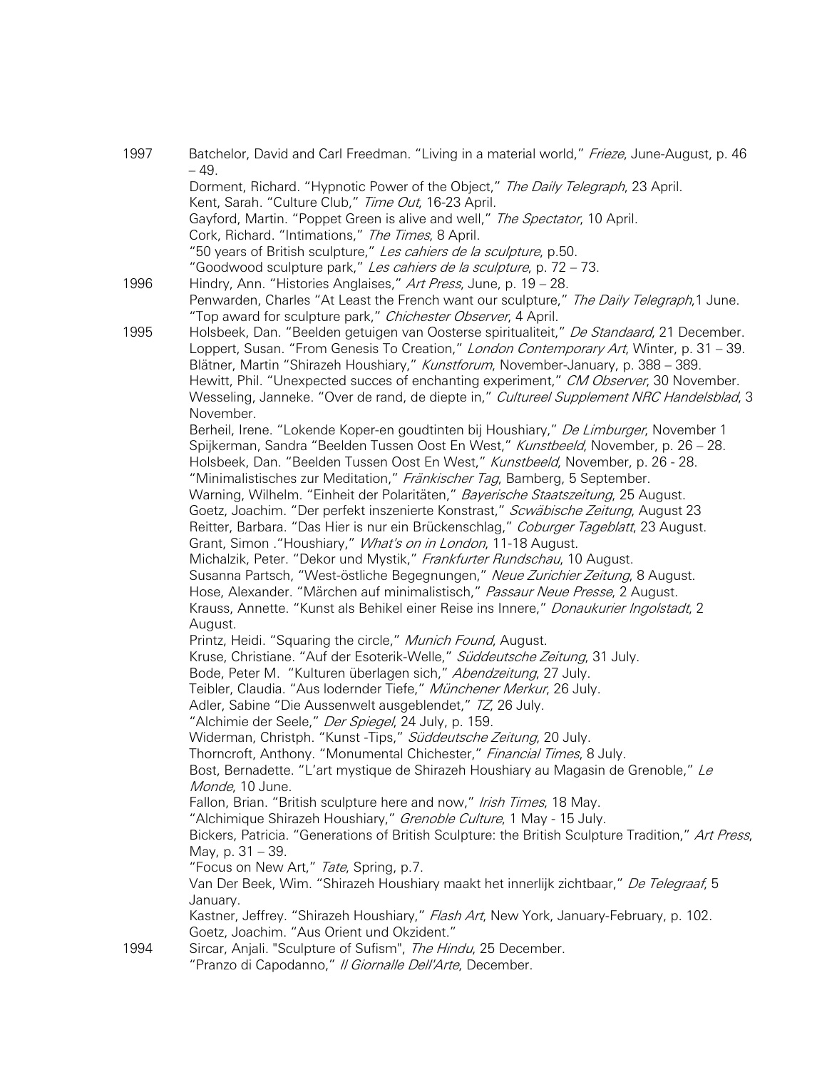1997 Batchelor, David and Carl Freedman. "Living in a material world," *Frieze*, June-August, p. 46 – 49.
Dorment, Richard. "Hypnotic Power of the Object," *The Daily Telegraph*, 23 April.
Kent, Sarah. "Culture Club," *Time Out*, 16-23 April.
Gayford, Martin. "Poppet Green is alive and well," *The Spectator*, 10 April.
Cork, Richard. "Intimations," *The Times*, 8 April.
"50 years of British sculpture," *Les cahiers de la sculpture*, p.50.
"Goodwood sculpture park," *Les cahiers de la sculpture*, p. 72 – 73.

1996 Hindry, Ann. "Histories Anglaises," *Art Press*, June, p. 19 – 28.
Penwarden, Charles "At Least the French want our sculpture," *The Daily Telegraph*,1 June.
"Top award for sculpture park," *Chichester Observer*, 4 April.

1995 Holsbeek, Dan. "Beelden getuigen van Oosterse spiritualiteit," *De Standaard*, 21 December.
Loppert, Susan. "From Genesis To Creation," *London Contemporary Art*, Winter, p. 31 – 39.
Blätner, Martin "Shirazeh Houshiary," *Kunstforum*, November-January, p. 388 – 389.
Hewitt, Phil. "Unexpected succes of enchanting experiment," *CM Observer*, 30 November.
Wesseling, Janneke. "Over de rand, de diepte in," *Cultureel Supplement NRC Handelsblad*, 3 November.
Berheil, Irene. "Lokende Koper-en goudtinten bij Houshiary," *De Limburger*, November 1
Spijkerman, Sandra "Beelden Tussen Oost En West," *Kunstbeeld*, November, p. 26 – 28.
Holsbeek, Dan. "Beelden Tussen Oost En West," *Kunstbeeld*, November, p. 26 - 28.
"Minimalistisches zur Meditation," *Fränkischer Tag*, Bamberg, 5 September.
Warning, Wilhelm. "Einheit der Polaritäten," *Bayerische Staatszeitung*, 25 August.
Goetz, Joachim. "Der perfekt inszenierte Konstrast," *Scwäbische Zeitung*, August 23
Reitter, Barbara. "Das Hier is nur ein Brückenschlag," *Coburger Tageblatt*, 23 August.
Grant, Simon ."Houshiary," *What's on in London*, 11-18 August.
Michalzik, Peter. "Dekor und Mystik," *Frankfurter Rundschau*, 10 August.
Susanna Partsch, "West-östliche Begegnungen," *Neue Zurichier Zeitung*, 8 August.
Hose, Alexander. "Märchen auf minimalistisch," *Passau Neue Presse*, 2 August.
Krauss, Annette. "Kunst als Behikel einer Reise ins Innere," *Donaukurier Ingolstadt*, 2 August.
Printz, Heidi. "Squaring the circle," *Munich Found*, August.
Kruse, Christiane. "Auf der Esoterik-Welle," *Süddeutsche Zeitung*, 31 July.
Bode, Peter M. "Kulturen überlagen sich," *Abendzeitung*, 27 July.
Teibler, Claudia. "Aus lodernder Tiefe," *Münchener Merkur*, 26 July.
Adler, Sabine "Die Aussenwelt ausgeblendet," *TZ*, 26 July.
"Alchimie der Seele," *Der Spiegel*, 24 July, p. 159.
Widerman, Christph. "Kunst -Tips," *Süddeutsche Zeitung*, 20 July.
Thorncroft, Anthony. "Monumental Chichester," *Financial Times*, 8 July.
Bost, Bernadette. "L'art mystique de Shirazeh Houshiary au Magasin de Grenoble," *Le Monde*, 10 June.
Fallon, Brian. "British sculpture here and now," *Irish Times*, 18 May.
"Alchimique Shirazeh Houshiary," *Grenoble Culture*, 1 May - 15 July.
Bickers, Patricia. "Generations of British Sculpture: the British Sculpture Tradition," *Art Press*, May, p. 31 – 39.
"Focus on New Art," *Tate*, Spring, p.7.
Van Der Beek, Wim. "Shirazeh Houshiary maakt het innerlijk zichtbaar," *De Telegraaf*, 5 January.
Kastner, Jeffrey. "Shirazeh Houshiary," *Flash Art*, New York, January-February, p. 102.
Goetz, Joachim. "Aus Orient und Okzident."

1994 Sircar, Anjali. "Sculpture of Sufism", *The Hindu*, 25 December.
"Pranzo di Capodanno," *Il Giornalle Dell'Arte*, December.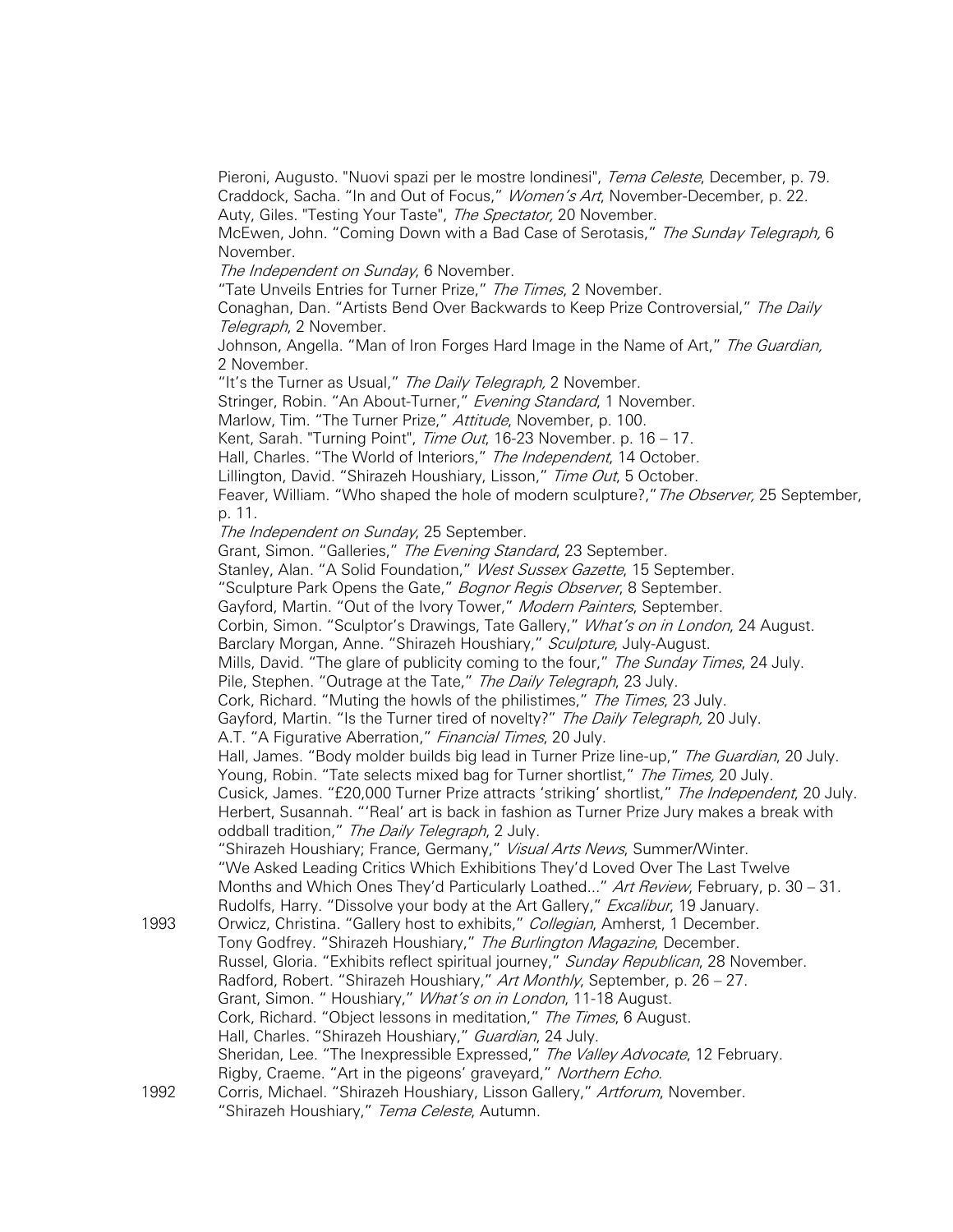Pieroni, Augusto. "Nuovi spazi per le mostre londinesi", *Tema Celeste*, December, p. 79.
Craddock, Sacha. "In and Out of Focus," *Women's Art*, November-December, p. 22.
Auty, Giles. "Testing Your Taste", *The Spectator,* 20 November.
McEwen, John. "Coming Down with a Bad Case of Serotasis," *The Sunday Telegraph,* 6 November.
*The Independent on Sunday*, 6 November.
"Tate Unveils Entries for Turner Prize," *The Times*, 2 November.
Conaghan, Dan. "Artists Bend Over Backwards to Keep Prize Controversial," *The Daily Telegraph*, 2 November.
Johnson, Angella. "Man of Iron Forges Hard Image in the Name of Art," *The Guardian,* 2 November.
"It's the Turner as Usual," *The Daily Telegraph,* 2 November.
Stringer, Robin. "An About-Turner," *Evening Standard*, 1 November.
Marlow, Tim. "The Turner Prize," *Attitude*, November, p. 100.
Kent, Sarah. "Turning Point", *Time Out*, 16-23 November. p. 16 – 17.
Hall, Charles. "The World of Interiors," *The Independent*, 14 October.
Lillington, David. "Shirazeh Houshiary, Lisson," *Time Out*, 5 October.
Feaver, William. "Who shaped the hole of modern sculpture?," *The Observer,* 25 September, p. 11.
*The Independent on Sunday*, 25 September.
Grant, Simon. "Galleries," *The Evening Standard*, 23 September.
Stanley, Alan. "A Solid Foundation," *West Sussex Gazette*, 15 September.
"Sculpture Park Opens the Gate," *Bognor Regis Observer*, 8 September.
Gayford, Martin. "Out of the Ivory Tower," *Modern Painters*, September.
Corbin, Simon. "Sculptor's Drawings, Tate Gallery," *What's on in London*, 24 August.
Barclary Morgan, Anne. "Shirazeh Houshiary," *Sculpture*, July-August.
Mills, David. "The glare of publicity coming to the four," *The Sunday Times*, 24 July.
Pile, Stephen. "Outrage at the Tate," *The Daily Telegraph*, 23 July.
Cork, Richard. "Muting the howls of the philistimes," *The Times*, 23 July.
Gayford, Martin. "Is the Turner tired of novelty?" *The Daily Telegraph,* 20 July.
A.T. "A Figurative Aberration," *Financial Times*, 20 July.
Hall, James. "Body molder builds big lead in Turner Prize line-up," *The Guardian*, 20 July.
Young, Robin. "Tate selects mixed bag for Turner shortlist," *The Times,* 20 July.
Cusick, James. "£20,000 Turner Prize attracts 'striking' shortlist," *The Independent*, 20 July.
Herbert, Susannah. "'Real' art is back in fashion as Turner Prize Jury makes a break with oddball tradition," *The Daily Telegraph*, 2 July.
"Shirazeh Houshiary; France, Germany," *Visual Arts News*, Summer/Winter.
"We Asked Leading Critics Which Exhibitions They'd Loved Over The Last Twelve Months and Which Ones They'd Particularly Loathed..." *Art Review*, February, p. 30 – 31.
Rudolfs, Harry. "Dissolve your body at the Art Gallery," *Excalibur*, 19 January.

1993 Orwicz, Christina. "Gallery host to exhibits," *Collegian*, Amherst, 1 December.
Tony Godfrey. "Shirazeh Houshiary," *The Burlington Magazine*, December.
Russel, Gloria. "Exhibits reflect spiritual journey," *Sunday Republican*, 28 November.
Radford, Robert. "Shirazeh Houshiary," *Art Monthly*, September, p. 26 – 27.
Grant, Simon. " Houshiary," *What's on in London*, 11-18 August.
Cork, Richard. "Object lessons in meditation," *The Times*, 6 August.
Hall, Charles. "Shirazeh Houshiary," *Guardian*, 24 July.
Sheridan, Lee. "The Inexpressible Expressed," *The Valley Advocate*, 12 February.
Rigby, Craeme. "Art in the pigeons' graveyard," *Northern Echo.*

1992 Corris, Michael. "Shirazeh Houshiary, Lisson Gallery," *Artforum*, November.
"Shirazeh Houshiary," *Tema Celeste*, Autumn.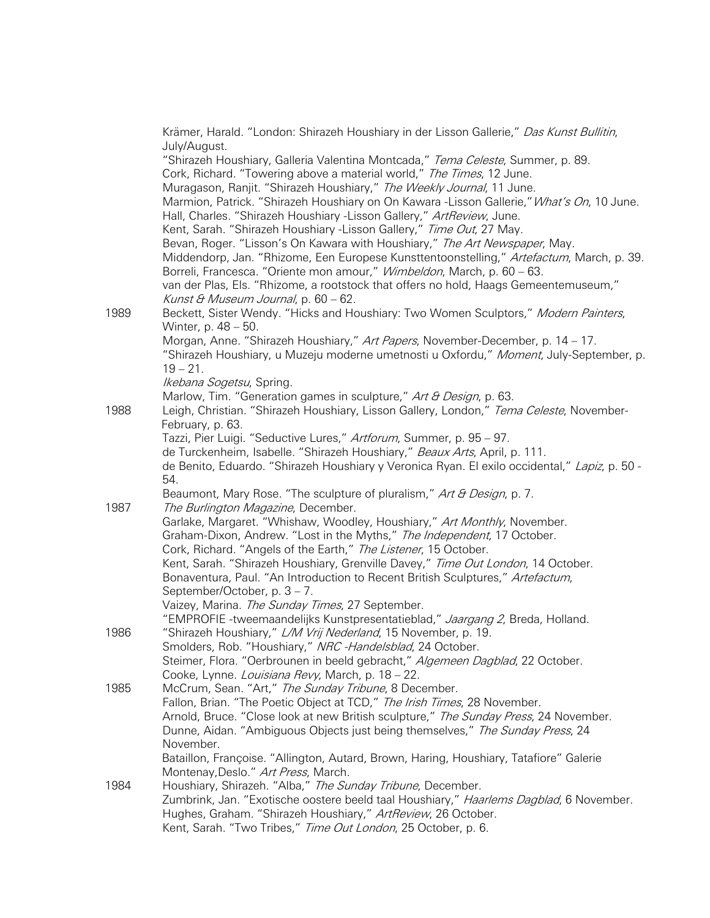Krämer, Harald. "London: Shirazeh Houshiary in der Lisson Gallerie," *Das Kunst Bullitin*, July/August.

"Shirazeh Houshiary, Galleria Valentina Montcada," *Tema Celeste*, Summer, p. 89.

Cork, Richard. "Towering above a material world," *The Times*, 12 June.

Muragason, Ranjit. "Shirazeh Houshiary," *The Weekly Journal*, 11 June.

Marmion, Patrick. "Shirazeh Houshiary on On Kawara -Lisson Gallerie," *What's On*, 10 June.

Hall, Charles. "Shirazeh Houshiary -Lisson Gallery," *ArtReview*, June.

Kent, Sarah. "Shirazeh Houshiary -Lisson Gallery," *Time Out*, 27 May.

Bevan, Roger. "Lisson's On Kawara with Houshiary," *The Art Newspaper*, May.

Middendorp, Jan. "Rhizome, Een Europese Kunsttentoonstelling," *Artefactum*, March, p. 39.

Borreli, Francesca. "Oriente mon amour," *Wimbeldon*, March, p. 60 – 63.

van der Plas, Els. "Rhizome, a rootstock that offers no hold, Haags Gemeentemuseum," *Kunst & Museum Journal*, p. 60 – 62.

**1989**

Beckett, Sister Wendy. "Hicks and Houshiary: Two Women Sculptors," *Modern Painters*, Winter, p. 48 – 50.

Morgan, Anne. "Shirazeh Houshiary," *Art Papers*, November-December, p. 14 – 17.

"Shirazeh Houshiary, u Muzeju moderne umetnosti u Oxfordu," *Moment*, July-September, p. 19 – 21.

*Ikebana Sogetsu*, Spring.

Marlow, Tim. "Generation games in sculpture," *Art & Design*, p. 63.

**1988**

Leigh, Christian. "Shirazeh Houshiary, Lisson Gallery, London," *Tema Celeste*, November-February, p. 63.

Tazzi, Pier Luigi. "Seductive Lures," *Artforum*, Summer, p. 95 – 97.

de Turckenheim, Isabelle. "Shirazeh Houshiary," *Beaux Arts*, April, p. 111.

de Benito, Eduardo. "Shirazeh Houshiary y Veronica Ryan. El exilo occidental," *Lapiz*, p. 50 - 54.

Beaumont, Mary Rose. "The sculpture of pluralism," *Art & Design*, p. 7.

**1987**

*The Burlington Magazine*, December.

Garlake, Margaret. "Whishaw, Woodley, Houshiary," *Art Monthly*, November.

Graham-Dixon, Andrew. "Lost in the Myths," *The Independent*, 17 October.

Cork, Richard. "Angels of the Earth," *The Listener*, 15 October.

Kent, Sarah. "Shirazeh Houshiary, Grenville Davey," *Time Out London*, 14 October.

Bonaventura, Paul. "An Introduction to Recent British Sculptures," *Artefactum*, September/October, p. 3 – 7.

Vaizey, Marina. *The Sunday Times*, 27 September.

"EMPROFIE -tweemaandelijks Kunstpresentatieblad," *Jaargang 2*, Breda, Holland.

**1986**

"Shirazeh Houshiary," *L/M Vrij Nederland*, 15 November, p. 19.

Smolders, Rob. "Houshiary," *NRC -Handelsblad*, 24 October.

Steimer, Flora. "Oerbrounen in beeld gebracht," *Algemeen Dagblad*, 22 October.

Cooke, Lynne. *Louisiana Revy*, March, p. 18 – 22.

**1985**

McCrum, Sean. "Art," *The Sunday Tribune*, 8 December.

Fallon, Brian. "The Poetic Object at TCD," *The Irish Times*, 28 November.

Arnold, Bruce. "Close look at new British sculpture," *The Sunday Press*, 24 November.

Dunne, Aidan. "Ambiguous Objects just being themselves," *The Sunday Press*, 24 November.

Bataillon, Françoise. "Allington, Autard, Brown, Haring, Houshiary, Tatafiore" Galerie Montenay,Deslo." *Art Press*, March.

**1984**

Houshiary, Shirazeh. "Alba," *The Sunday Tribune*, December.

Zumbrink, Jan. "Exotische oostere beeld taal Houshiary," *Haarlems Dagblad*, 6 November.

Hughes, Graham. "Shirazeh Houshiary," *ArtReview*, 26 October.

Kent, Sarah. "Two Tribes," *Time Out London*, 25 October, p. 6.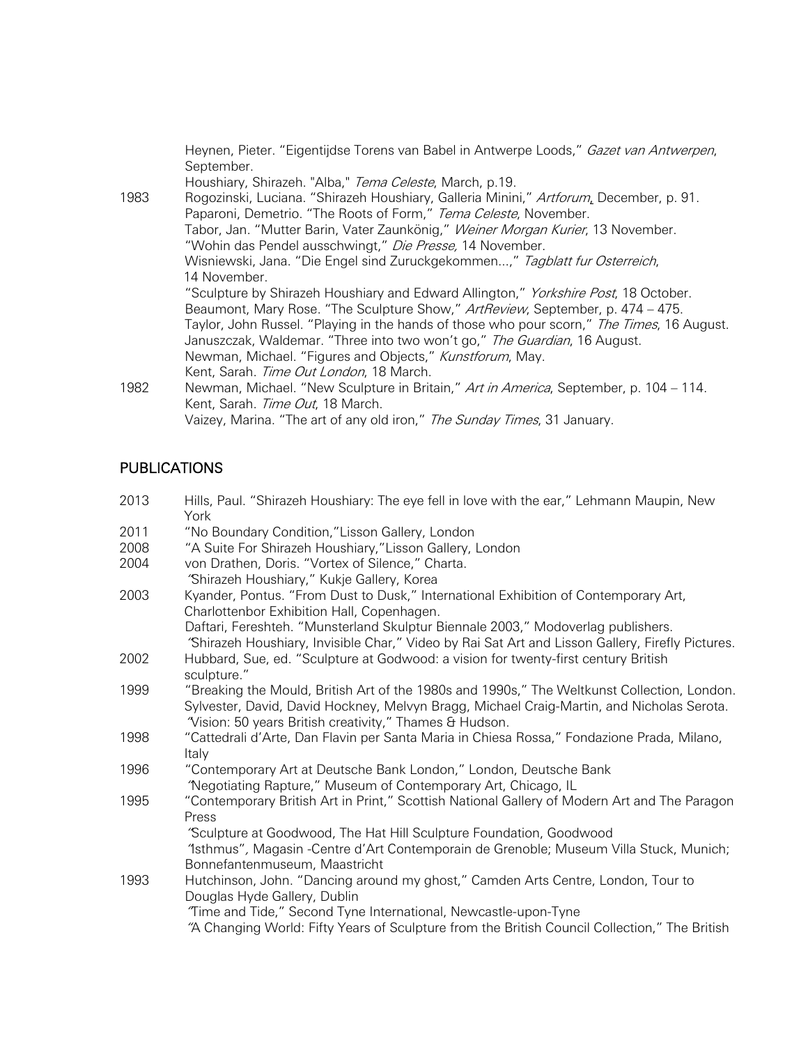Heynen, Pieter. "Eigentijdse Torens van Babel in Antwerpe Loods," *Gazet van Antwerpen*, September.
Houshiary, Shirazeh. "Alba," *Tema Celeste*, March, p.19.

1983 Rogozinski, Luciana. "Shirazeh Houshiary, Galleria Minini," *Artforum*, December, p. 91.
Paparoni, Demetrio. "The Roots of Form," *Tema Celeste*, November.
Tabor, Jan. "Mutter Barin, Vater Zaunkönig," *Weiner Morgan Kurier*, 13 November.
"Wohin das Pendel ausschwingt," *Die Presse,* 14 November.
Wisniewski, Jana. "Die Engel sind Zuruckgekommen...," *Tagblatt fur Osterreich*, 14 November.
"Sculpture by Shirazeh Houshiary and Edward Allington," *Yorkshire Post*, 18 October.
Beaumont, Mary Rose. "The Sculpture Show," *ArtReview*, September, p. 474 – 475.
Taylor, John Russel. "Playing in the hands of those who pour scorn," *The Times*, 16 August.
Januszczak, Waldemar. "Three into two won't go," *The Guardian*, 16 August.
Newman, Michael. "Figures and Objects," *Kunstforum*, May.
Kent, Sarah. *Time Out London*, 18 March.

1982 Newman, Michael. "New Sculpture in Britain," *Art in America*, September, p. 104 – 114.
Kent, Sarah. *Time Out*, 18 March.
Vaizey, Marina. "The art of any old iron," *The Sunday Times*, 31 January.

## PUBLICATIONS

2013 Hills, Paul. "Shirazeh Houshiary: The eye fell in love with the ear," Lehmann Maupin, New York

2011 "No Boundary Condition,"Lisson Gallery, London

2008 "A Suite For Shirazeh Houshiary,"Lisson Gallery, London

2004 von Drathen, Doris. "Vortex of Silence," Charta.
"Shirazeh Houshiary," Kukje Gallery, Korea

2003 Kyander, Pontus. "From Dust to Dusk," International Exhibition of Contemporary Art, Charlottenbor Exhibition Hall, Copenhagen.
Daftari, Fereshteh. "Munsterland Skulptur Biennale 2003," Modoverlag publishers.
"Shirazeh Houshiary, Invisible Char," Video by Rai Sat Art and Lisson Gallery, Firefly Pictures.

2002 Hubbard, Sue, ed. "Sculpture at Godwood: a vision for twenty-first century British sculpture."

1999 "Breaking the Mould, British Art of the 1980s and 1990s," The Weltkunst Collection, London.
Sylvester, David, David Hockney, Melvyn Bragg, Michael Craig-Martin, and Nicholas Serota. "Vision: 50 years British creativity," Thames & Hudson.

1998 "Cattedrali d'Arte, Dan Flavin per Santa Maria in Chiesa Rossa," Fondazione Prada, Milano, Italy

1996 "Contemporary Art at Deutsche Bank London," London, Deutsche Bank
"Negotiating Rapture," Museum of Contemporary Art, Chicago, IL

1995 "Contemporary British Art in Print," Scottish National Gallery of Modern Art and The Paragon Press
"Sculpture at Goodwood, The Hat Hill Sculpture Foundation, Goodwood
"Isthmus", Magasin -Centre d'Art Contemporain de Grenoble; Museum Villa Stuck, Munich; Bonnefantenmuseum, Maastricht

1993 Hutchinson, John. "Dancing around my ghost," Camden Arts Centre, London, Tour to Douglas Hyde Gallery, Dublin
"Time and Tide," Second Tyne International, Newcastle-upon-Tyne
"A Changing World: Fifty Years of Sculpture from the British Council Collection," The British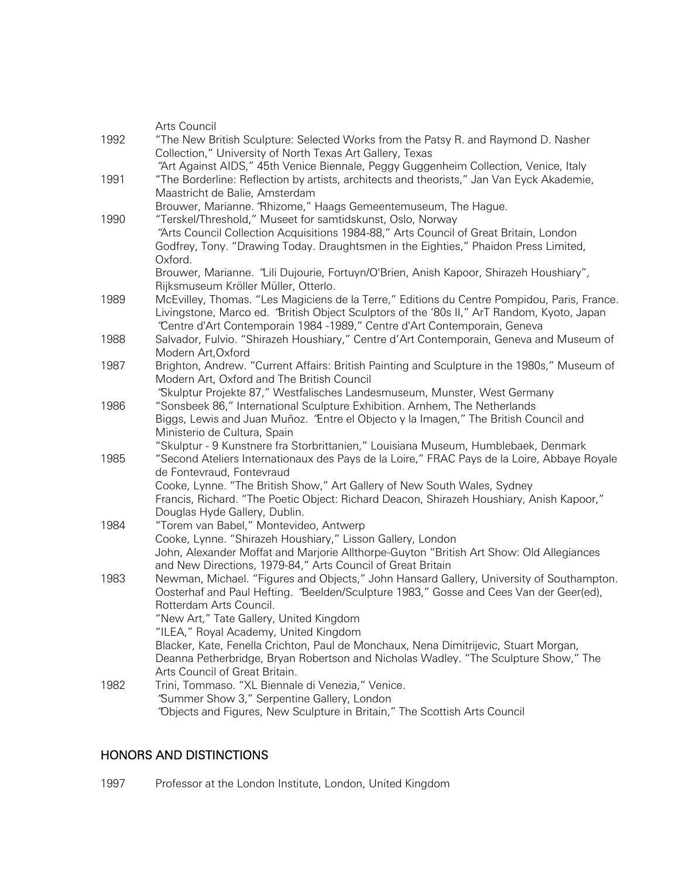Arts Council

1992 "The New British Sculpture: Selected Works from the Patsy R. and Raymond D. Nasher Collection," University of North Texas Art Gallery, Texas
"Art Against AIDS," 45th Venice Biennale, Peggy Guggenheim Collection, Venice, Italy

1991 "The Borderline: Reflection by artists, architects and theorists," Jan Van Eyck Akademie, Maastricht de Balie, Amsterdam
Brouwer, Marianne. "Rhizome," Haags Gemeentemuseum, The Hague.

1990 "Terskel/Threshold," Museet for samtidskunst, Oslo, Norway
"Arts Council Collection Acquisitions 1984-88," Arts Council of Great Britain, London
Godfrey, Tony. "Drawing Today. Draughtsmen in the Eighties," Phaidon Press Limited, Oxford.
Brouwer, Marianne. "Lili Dujourie, Fortuyn/O'Brien, Anish Kapoor, Shirazeh Houshiary", Rijksmuseum Kröller Müller, Otterlo.

1989 McEvilley, Thomas. "Les Magiciens de la Terre," Editions du Centre Pompidou, Paris, France.
Livingstone, Marco ed. "British Object Sculptors of the '80s II," ArT Random, Kyoto, Japan
"Centre d'Art Contemporain 1984 -1989," Centre d'Art Contemporain, Geneva

1988 Salvador, Fulvio. "Shirazeh Houshiary," Centre d'Art Contemporain, Geneva and Museum of Modern Art,Oxford

1987 Brighton, Andrew. "Current Affairs: British Painting and Sculpture in the 1980s," Museum of Modern Art, Oxford and The British Council
"Skulptur Projekte 87," Westfalisches Landesmuseum, Munster, West Germany

1986 "Sonsbeek 86," International Sculpture Exhibition. Arnhem, The Netherlands
Biggs, Lewis and Juan Muñoz. "Entre el Objecto y la Imagen," The British Council and Ministerio de Cultura, Spain
"Skulptur - 9 Kunstnere fra Storbrittanien," Louisiana Museum, Humblebaek, Denmark

1985 "Second Ateliers Internationaux des Pays de la Loire," FRAC Pays de la Loire, Abbaye Royale de Fontevraud, Fontevraud
Cooke, Lynne. "The British Show," Art Gallery of New South Wales, Sydney
Francis, Richard. "The Poetic Object: Richard Deacon, Shirazeh Houshiary, Anish Kapoor," Douglas Hyde Gallery, Dublin.

1984 "Torem van Babel," Montevideo, Antwerp
Cooke, Lynne. "Shirazeh Houshiary," Lisson Gallery, London
John, Alexander Moffat and Marjorie Allthorpe-Guyton "British Art Show: Old Allegiances and New Directions, 1979-84," Arts Council of Great Britain

1983 Newman, Michael. "Figures and Objects," John Hansard Gallery, University of Southampton.
Oosterhaf and Paul Hefting. "Beelden/Sculpture 1983," Gosse and Cees Van der Geer(ed), Rotterdam Arts Council.
"New Art," Tate Gallery, United Kingdom
"ILEA," Royal Academy, United Kingdom
Blacker, Kate, Fenella Crichton, Paul de Monchaux, Nena Dimitrijevic, Stuart Morgan, Deanna Petherbridge, Bryan Robertson and Nicholas Wadley. "The Sculpture Show," The Arts Council of Great Britain.

1982 Trini, Tommaso. "XL Biennale di Venezia," Venice.
"Summer Show 3," Serpentine Gallery, London
"Objects and Figures, New Sculpture in Britain," The Scottish Arts Council

## HONORS AND DISTINCTIONS

1997 Professor at the London Institute, London, United Kingdom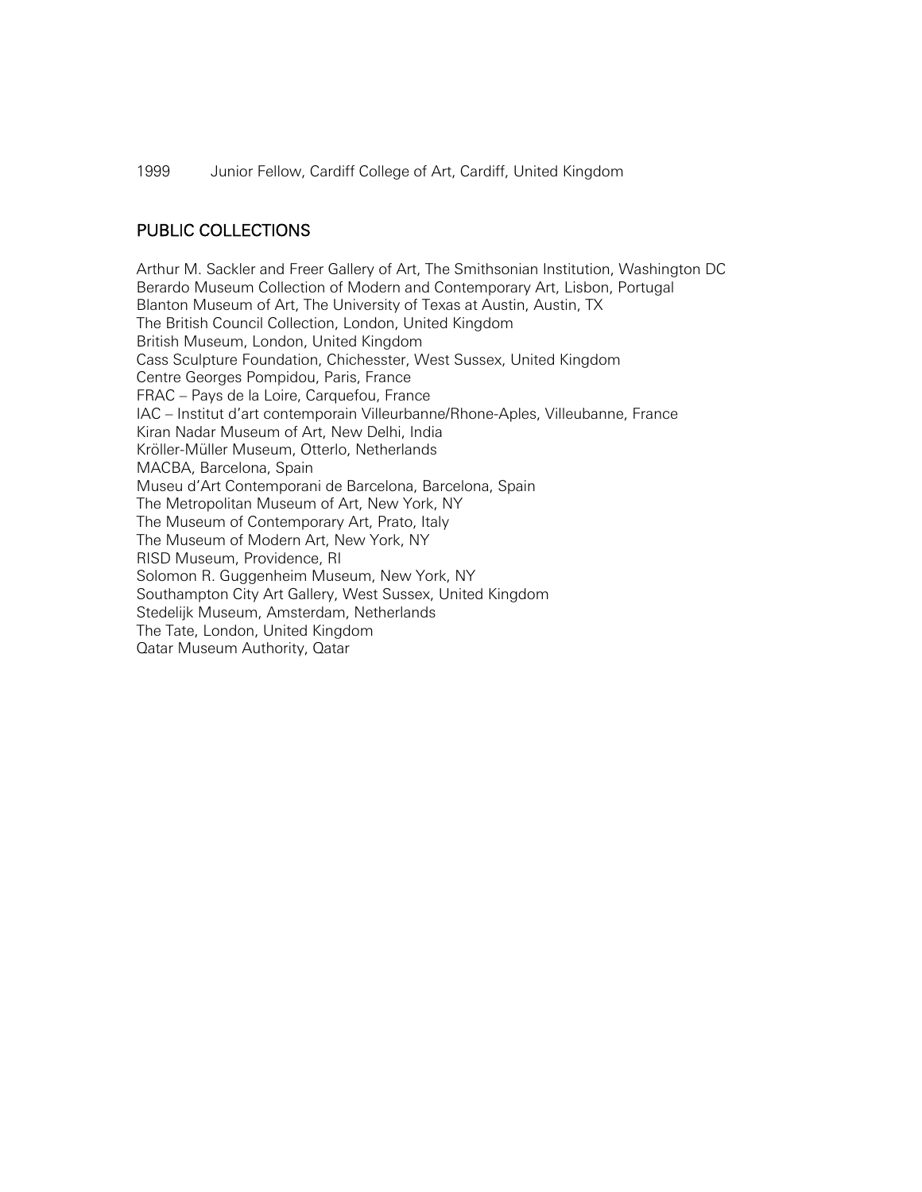1999 Junior Fellow, Cardiff College of Art, Cardiff, United Kingdom

## PUBLIC COLLECTIONS

Arthur M. Sackler and Freer Gallery of Art, The Smithsonian Institution, Washington DC
Berardo Museum Collection of Modern and Contemporary Art, Lisbon, Portugal
Blanton Museum of Art, The University of Texas at Austin, Austin, TX
The British Council Collection, London, United Kingdom
British Museum, London, United Kingdom
Cass Sculpture Foundation, Chichesster, West Sussex, United Kingdom
Centre Georges Pompidou, Paris, France
FRAC – Pays de la Loire, Carquefou, France
IAC – Institut d'art contemporain Villeurbanne/Rhone-Aples, Villeubanne, France
Kiran Nadar Museum of Art, New Delhi, India
Kröller-Müller Museum, Otterlo, Netherlands
MACBA, Barcelona, Spain
Museu d'Art Contemporani de Barcelona, Barcelona, Spain
The Metropolitan Museum of Art, New York, NY
The Museum of Contemporary Art, Prato, Italy
The Museum of Modern Art, New York, NY
RISD Museum, Providence, RI
Solomon R. Guggenheim Museum, New York, NY
Southampton City Art Gallery, West Sussex, United Kingdom
Stedelijk Museum, Amsterdam, Netherlands
The Tate, London, United Kingdom
Qatar Museum Authority, Qatar